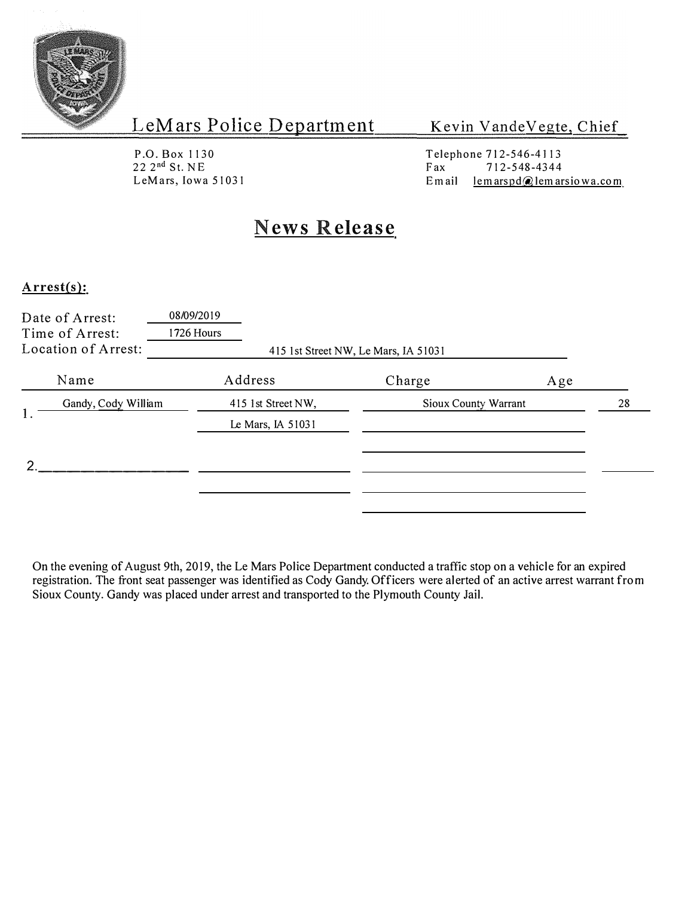# LeMars Police Department

Kevin VandeVegte, Chief

P.O. Box 1130
22 2nd St. NE
LeMars, Iowa 51031

Telephone 712-546-4113
Fax 712-548-4344
Email lemarspd@lemarsiowa.com

## News Release

**Arrest(s):**

Date of Arrest: 08/09/2019
Time of Arrest: 1726 Hours
Location of Arrest: 415 1st Street NW, Le Mars, IA 51031

| | Name | Address | Charge | Age |
|---|---|---|---|---|
| 1. | Gandy, Cody William | 415 1st Street NW, Le Mars, IA 51031 | Sioux County Warrant | 28 |
| 2. | | | | |

On the evening of August 9th, 2019, the Le Mars Police Department conducted a traffic stop on a vehicle for an expired registration. The front seat passenger was identified as Cody Gandy. Officers were alerted of an active arrest warrant from Sioux County. Gandy was placed under arrest and transported to the Plymouth County Jail.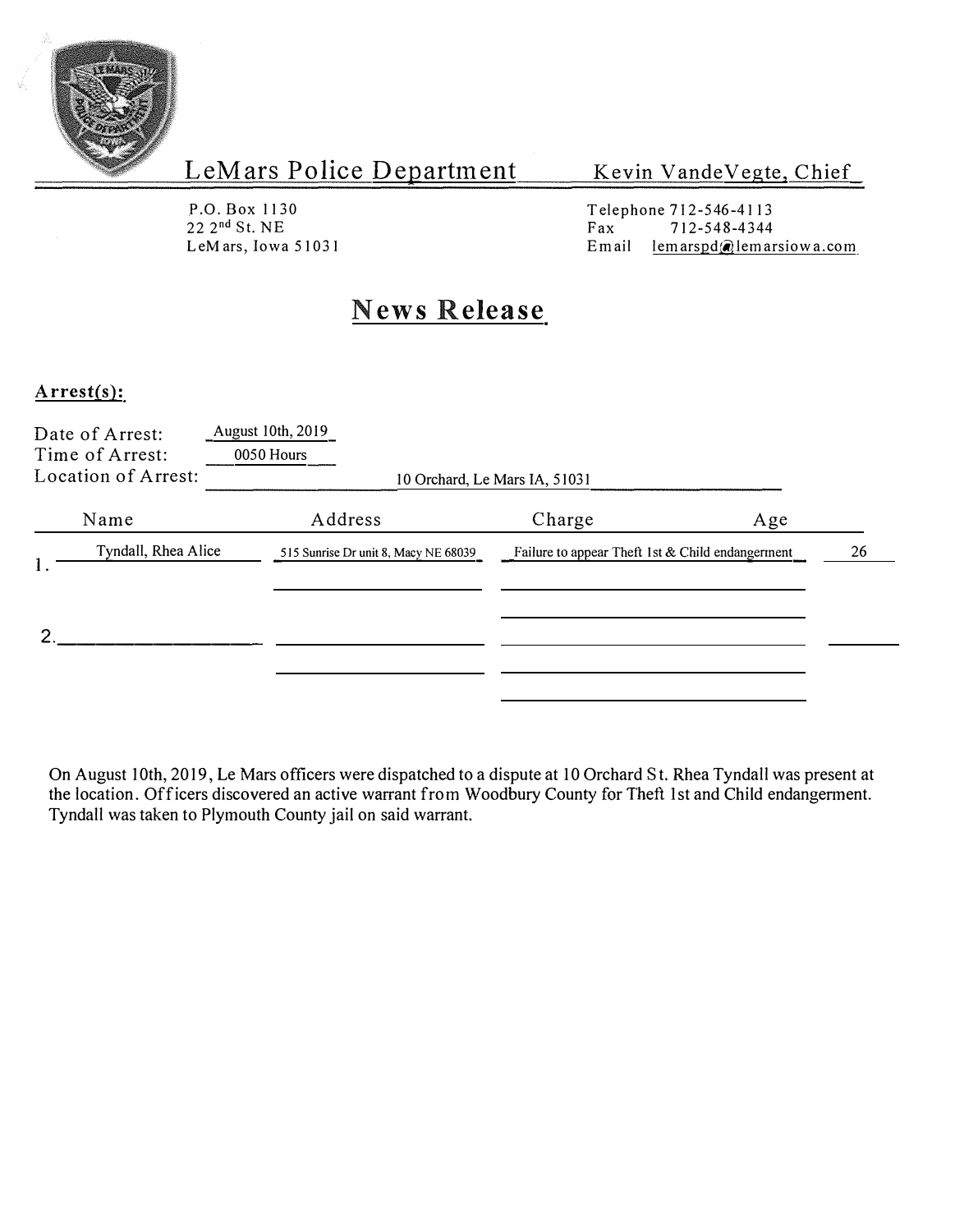# LeMars Police Department

Kevin VandeVegte, Chief

P.O. Box 1130
22 2nd St. NE
LeMars, Iowa 51031

Telephone 712-546-4113
Fax 712-548-4344
Email lemarspd@lemarsiowa.com

## News Release

**Arrest(s):**

Date of Arrest: August 10th, 2019
Time of Arrest: 0050 Hours
Location of Arrest: 10 Orchard, Le Mars IA, 51031

| | Name | Address | Charge | Age |
|---|---|---|---|---|
| 1. | Tyndall, Rhea Alice | 515 Sunrise Dr unit 8, Macy NE 68039 | Failure to appear Theft 1st & Child endangerment | 26 |
| 2. | | | | |

On August 10th, 2019, Le Mars officers were dispatched to a dispute at 10 Orchard St. Rhea Tyndall was present at the location. Officers discovered an active warrant from Woodbury County for Theft 1st and Child endangerment. Tyndall was taken to Plymouth County jail on said warrant.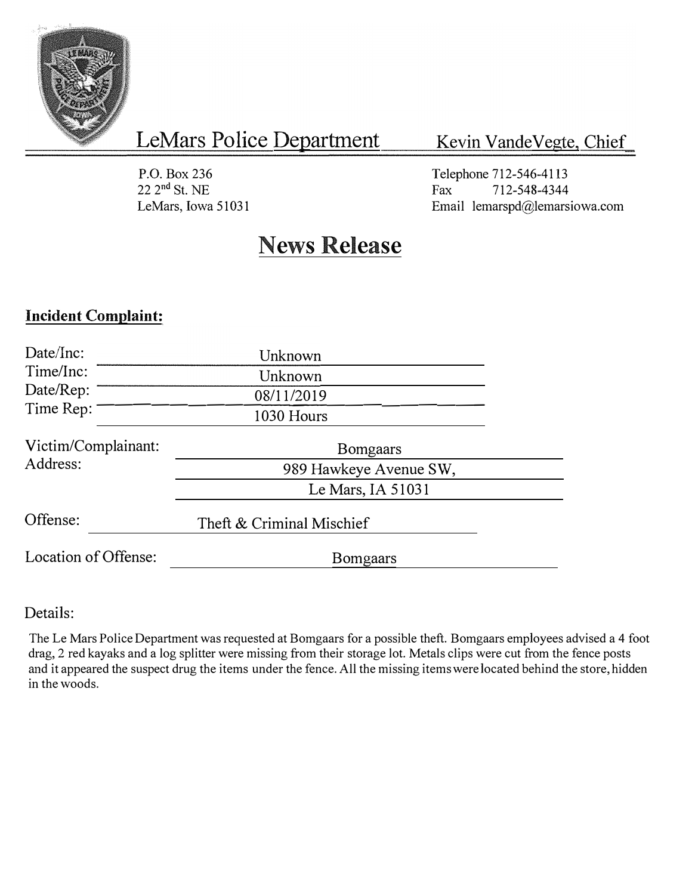# LeMars Police Department

Kevin VandeVegte, Chief

P.O. Box 236
22 2nd St. NE
LeMars, Iowa 51031

Telephone 712-546-4113
Fax 712-548-4344
Email lemarspd@lemarsiowa.com

## News Release

**Incident Complaint:**

Date/Inc: Unknown
Time/Inc: Unknown
Date/Rep: 08/11/2019
Time Rep: 1030 Hours

Victim/Complainant: Bomgaars
Address: 989 Hawkeye Avenue SW, Le Mars, IA 51031

Offense: Theft & Criminal Mischief

Location of Offense: Bomgaars

Details:

The Le Mars Police Department was requested at Bomgaars for a possible theft. Bomgaars employees advised a 4 foot drag, 2 red kayaks and a log splitter were missing from their storage lot. Metals clips were cut from the fence posts and it appeared the suspect drug the items under the fence. All the missing items were located behind the store, hidden in the woods.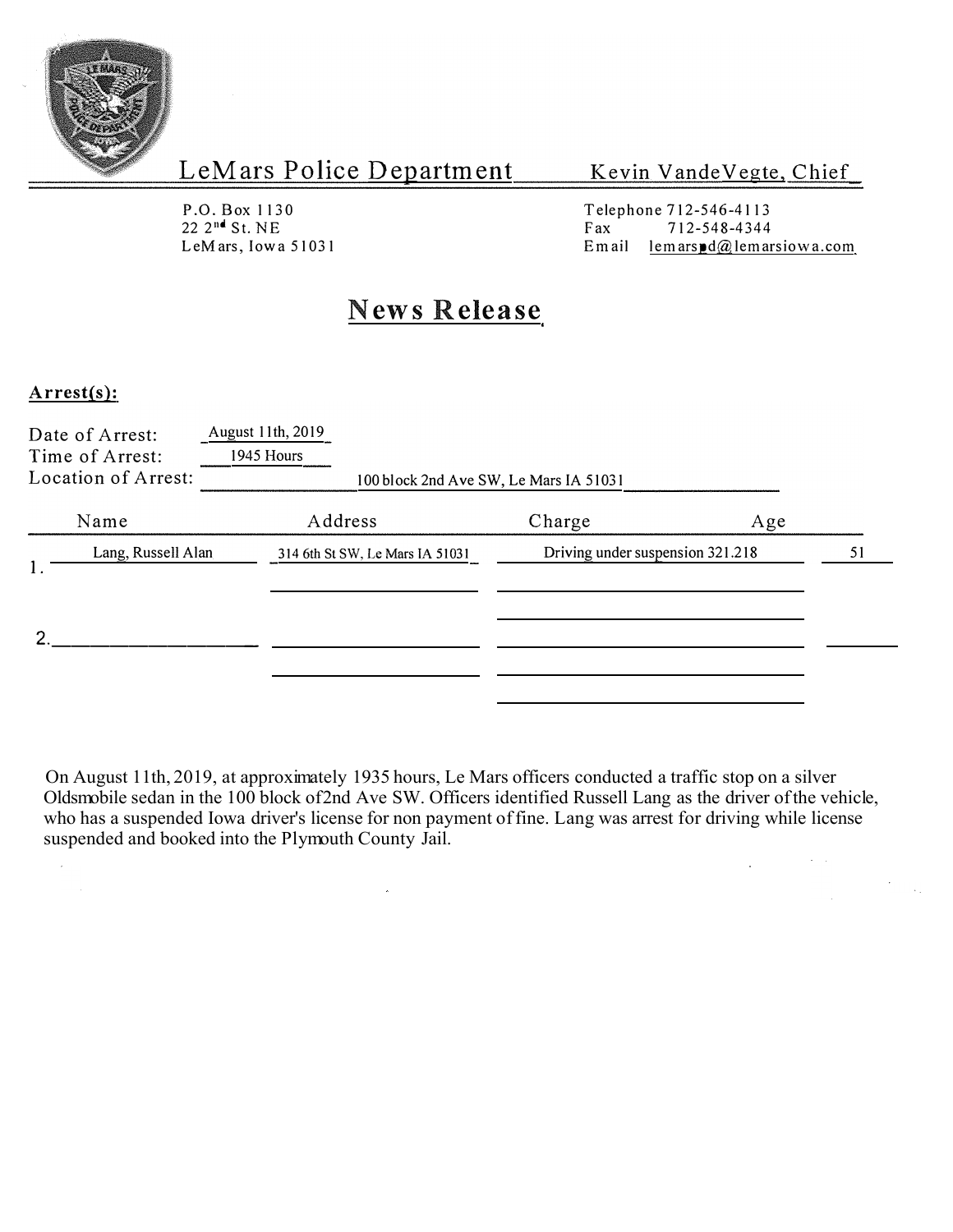# LeMars Police Department

**Kevin VandeVegte, Chief**

P.O. Box 1130
22 2nd St. NE
LeMars, Iowa 51031

Telephone 712-546-4113
Fax 712-548-4344
Email lemarspd@lemarsiowa.com

## News Release

**Arrest(s):**

Date of Arrest: August 11th, 2019
Time of Arrest: 1945 Hours
Location of Arrest: 100 block 2nd Ave SW, Le Mars IA 51031

| | Name | Address | Charge | Age |
|---|---|---|---|---|
| 1. | Lang, Russell Alan | 314 6th St SW, Le Mars IA 51031 | Driving under suspension 321.218 | 51 |
| 2. | | | | |

On August 11th, 2019, at approximately 1935 hours, Le Mars officers conducted a traffic stop on a silver Oldsmobile sedan in the 100 block of2nd Ave SW. Officers identified Russell Lang as the driver ofthe vehicle, who has a suspended Iowa driver's license for non payment offine. Lang was arrest for driving while license suspended and booked into the Plymouth County Jail.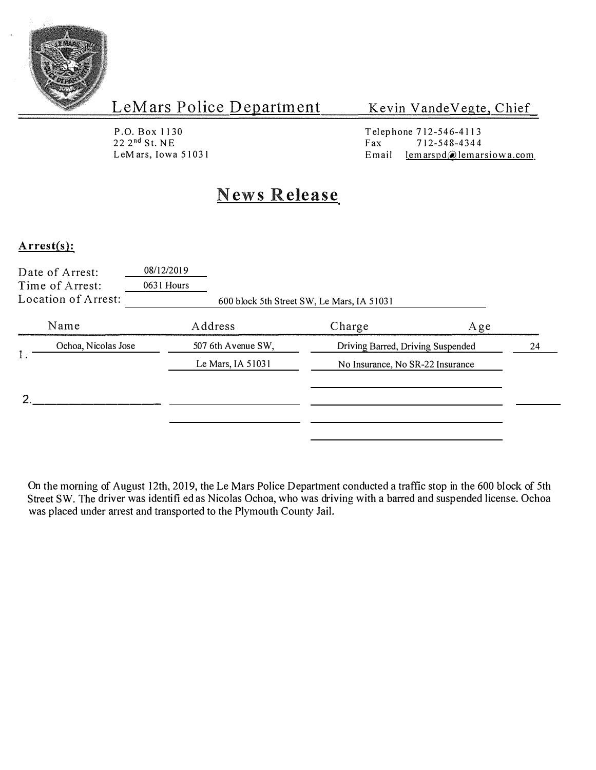LeMars Police Department

Kevin VandeVegte, Chief

P.O. Box 1130
22 2nd St. NE
LeMars, Iowa 51031

Telephone 712-546-4113
Fax 712-548-4344
Email lemarspd@lemarsiowa.com

# News Release

**Arrest(s):**

Date of Arrest: 08/12/2019
Time of Arrest: 0631 Hours
Location of Arrest: 600 block 5th Street SW, Le Mars, IA 51031

| | Name | Address | Charge | Age |
|---|---|---|---|---|
| 1. | Ochoa, Nicolas Jose | 507 6th Avenue SW, Le Mars, IA 51031 | Driving Barred, Driving Suspended No Insurance, No SR-22 Insurance | 24 |
| 2. | | | | |

On the morning of August 12th, 2019, the Le Mars Police Department conducted a traffic stop in the 600 block of 5th Street SW. The driver was identified as Nicolas Ochoa, who was driving with a barred and suspended license. Ochoa was placed under arrest and transported to the Plymouth County Jail.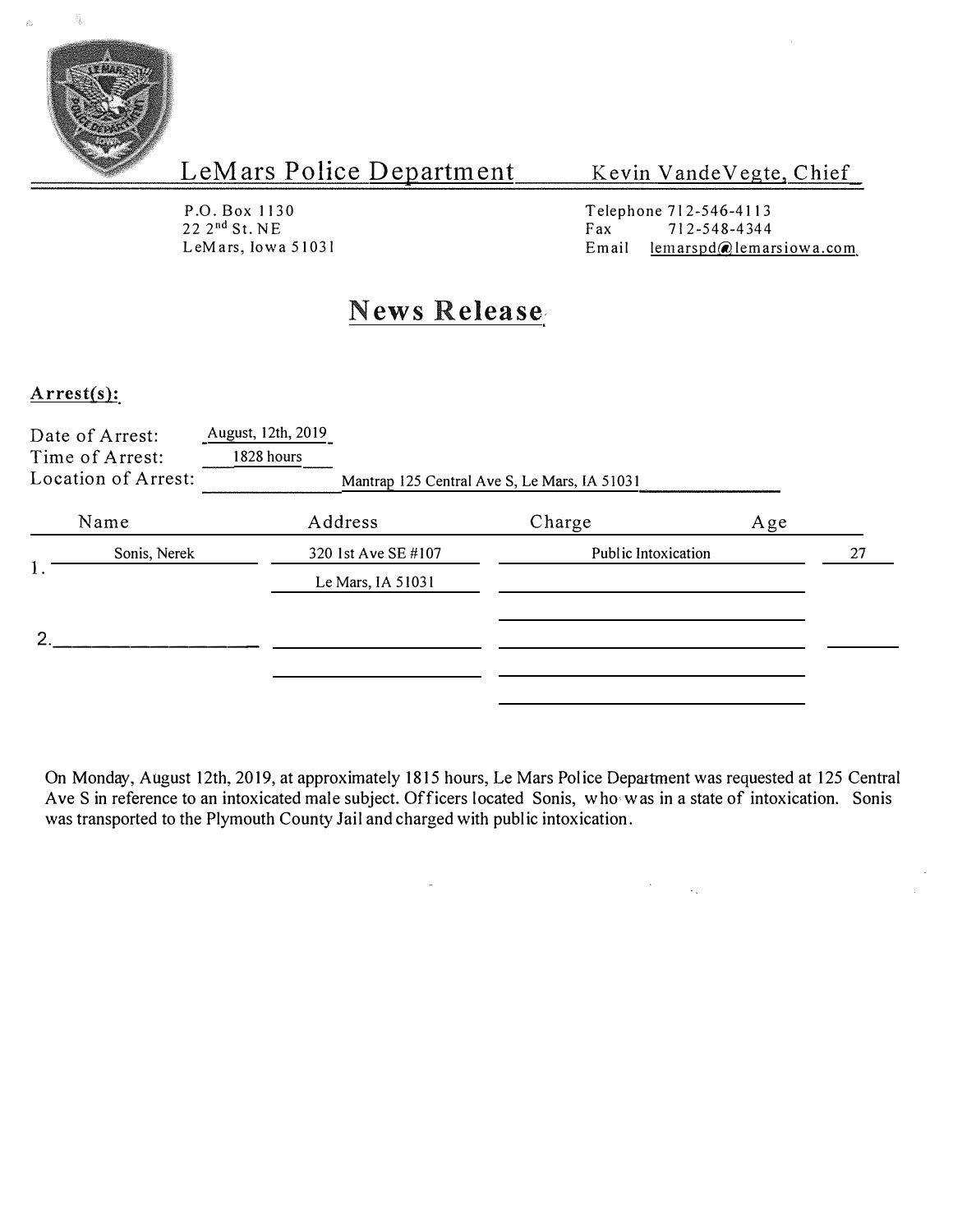# LeMars Police Department

Kevin VandeVegte, Chief

P.O. Box 1130
22 2nd St. NE
LeMars, Iowa 51031

Telephone 712-546-4113
Fax 712-548-4344
Email lemarspd@lemarsiowa.com

## News Release

**Arrest(s):**

Date of Arrest: August, 12th, 2019
Time of Arrest: 1828 hours
Location of Arrest: Mantrap 125 Central Ave S, Le Mars, IA 51031

| | Name | Address | Charge | Age |
|---|---|---|---|---|
| 1. | Sonis, Nerek | 320 1st Ave SE #107 Le Mars, IA 51031 | Public Intoxication | 27 |
| 2. | | | | |

On Monday, August 12th, 2019, at approximately 1815 hours, Le Mars Police Department was requested at 125 Central Ave S in reference to an intoxicated male subject. Officers located Sonis, who was in a state of intoxication. Sonis was transported to the Plymouth County Jail and charged with public intoxication.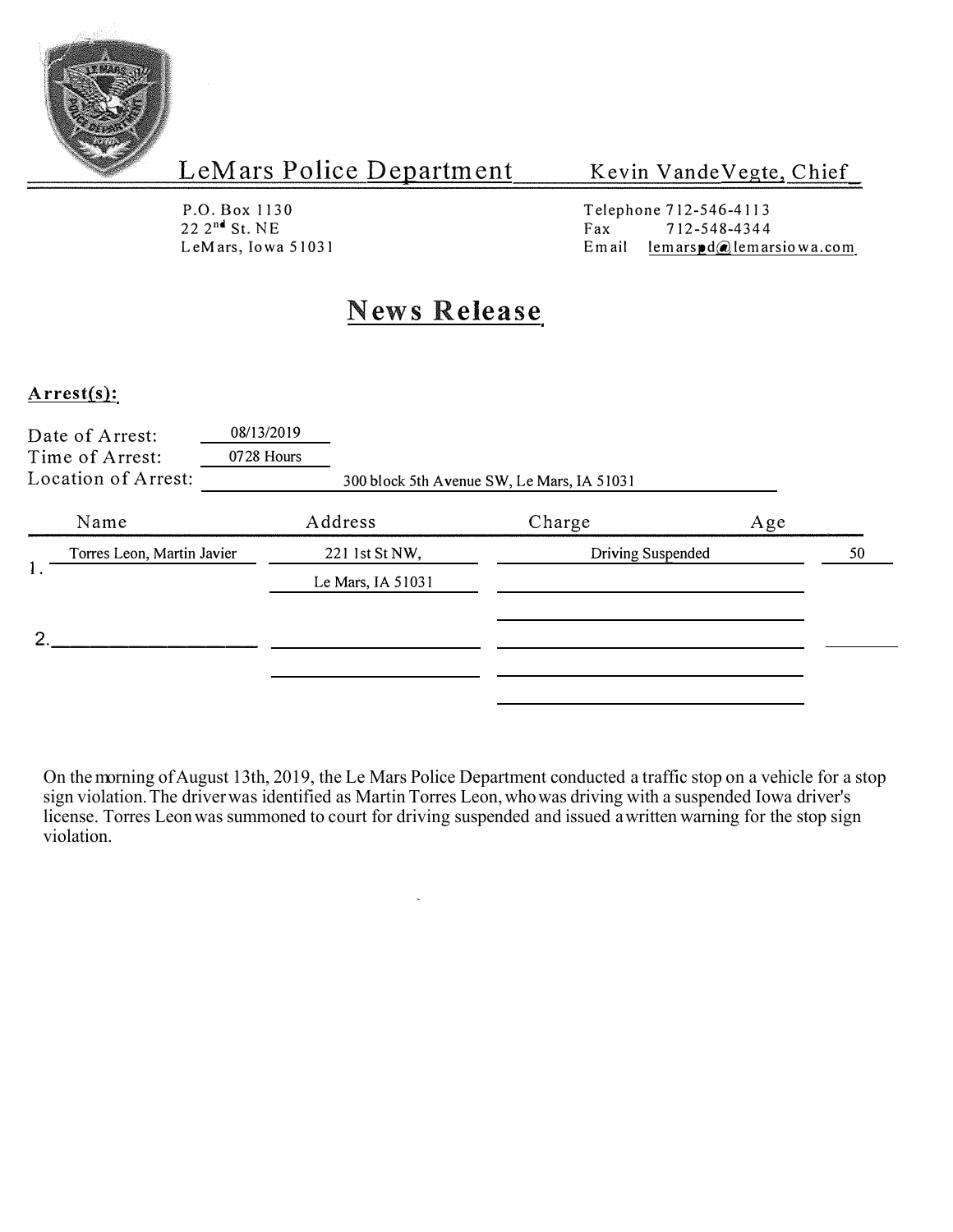LeMars Police Department

Kevin VandeVegte, Chief

P.O. Box 1130
22 2nd St. NE
LeMars, Iowa 51031

Telephone 712-546-4113
Fax 712-548-4344
Email lemarspd@lemarsiowa.com

# News Release

**Arrest(s):**

Date of Arrest: 08/13/2019
Time of Arrest: 0728 Hours
Location of Arrest: 300 block 5th Avenue SW, Le Mars, IA 51031

| | Name | Address | Charge | Age |
|---|---|---|---|---|
| 1. | Torres Leon, Martin Javier | 221 1st St NW, Le Mars, IA 51031 | Driving Suspended | 50 |
| 2. | | | | |

On the morning of August 13th, 2019, the Le Mars Police Department conducted a traffic stop on a vehicle for a stop sign violation. The driver was identified as Martin Torres Leon, who was driving with a suspended Iowa driver's license. Torres Leon was summoned to court for driving suspended and issued a written warning for the stop sign violation.